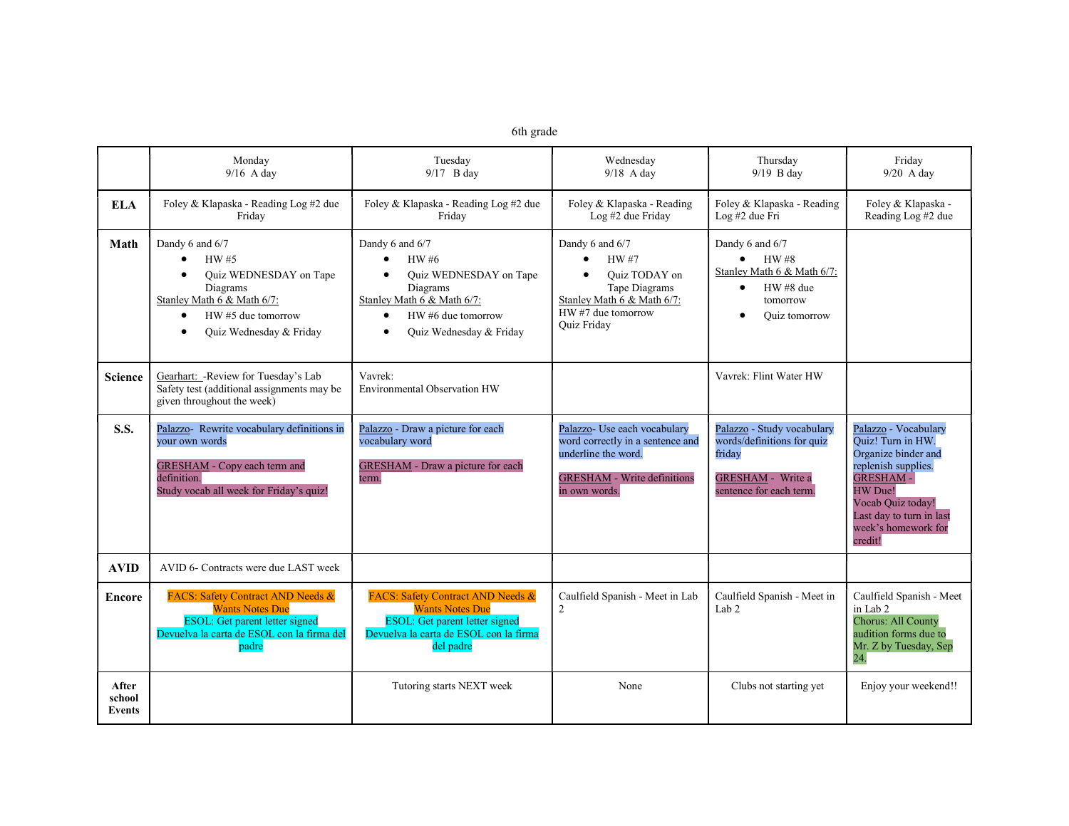6th grade

| | Monday<br>9/16 A day | Tuesday<br>9/17 B day | Wednesday<br>9/18 A day | Thursday<br>9/19 B day | Friday<br>9/20 A day |
|---|---|---|---|---|---|
| **ELA** | Foley & Klapaska - Reading Log #2 due Friday | Foley & Klapaska - Reading Log #2 due Friday | Foley & Klapaska - Reading Log #2 due Friday | Foley & Klapaska - Reading Log #2 due Fri | Foley & Klapaska - Reading Log #2 due |
| **Math** | Dandy 6 and 6/7<br>• HW #5<br>• Quiz WEDNESDAY on Tape Diagrams<br>Stanley Math 6 & Math 6/7:<br>• HW #5 due tomorrow<br>• Quiz Wednesday & Friday | Dandy 6 and 6/7<br>• HW #6<br>• Quiz WEDNESDAY on Tape Diagrams<br>Stanley Math 6 & Math 6/7:<br>• HW #6 due tomorrow<br>• Quiz Wednesday & Friday | Dandy 6 and 6/7<br>• HW #7<br>• Quiz TODAY on Tape Diagrams<br>Stanley Math 6 & Math 6/7:<br>HW #7 due tomorrow<br>Quiz Friday | Dandy 6 and 6/7<br>• HW #8<br>Stanley Math 6 & Math 6/7:<br>• HW #8 due tomorrow<br>• Quiz tomorrow | |
| **Science** | Gearhart: -Review for Tuesday's Lab Safety test (additional assignments may be given throughout the week) | Vavrek:<br>Environmental Observation HW | | Vavrek: Flint Water HW | |
| **S.S.** | Palazzo- Rewrite vocabulary definitions in your own words<br><br>GRESHAM - Copy each term and definition.<br>Study vocab all week for Friday's quiz! | Palazzo - Draw a picture for each vocabulary word<br><br>GRESHAM - Draw a picture for each term. | Palazzo- Use each vocabulary word correctly in a sentence and underline the word.<br><br>GRESHAM - Write definitions in own words. | Palazzo - Study vocabulary words/definitions for quiz friday<br><br>GRESHAM - Write a sentence for each term. | Palazzo - Vocabulary Quiz! Turn in HW. Organize binder and replenish supplies.<br>GRESHAM -<br>HW Due!<br>Vocab Quiz today!<br>Last day to turn in last week's homework for credit! |
| **AVID** | AVID 6- Contracts were due LAST week | | | | |
| **Encore** | FACS: Safety Contract AND Needs & Wants Notes Due<br>ESOL: Get parent letter signed<br>Devuelva la carta de ESOL con la firma del padre | FACS: Safety Contract AND Needs & Wants Notes Due<br>ESOL: Get parent letter signed<br>Devuelva la carta de ESOL con la firma del padre | Caulfield Spanish - Meet in Lab 2 | Caulfield Spanish - Meet in Lab 2 | Caulfield Spanish - Meet in Lab 2<br>Chorus: All County audition forms due to Mr. Z by Tuesday, Sep 24. |
| **After school Events** | | Tutoring starts NEXT week | None | Clubs not starting yet | Enjoy your weekend!! |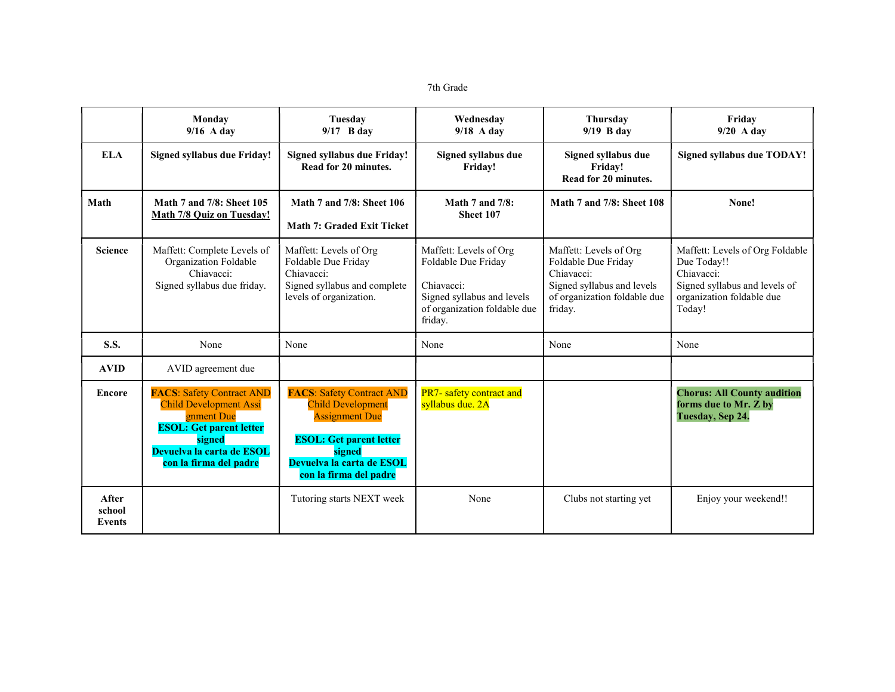7th Grade

| | Monday 9/16 A day | Tuesday 9/17 B day | Wednesday 9/18 A day | Thursday 9/19 B day | Friday 9/20 A day |
|---|---|---|---|---|---|
| **ELA** | **Signed syllabus due Friday!** | **Signed syllabus due Friday! Read for 20 minutes.** | **Signed syllabus due Friday!** | **Signed syllabus due Friday! Read for 20 minutes.** | **Signed syllabus due TODAY!** |
| **Math** | **Math 7 and 7/8: Sheet 105** **Math 7/8 Quiz on Tuesday!** | **Math 7 and 7/8: Sheet 106** **Math 7: Graded Exit Ticket** | **Math 7 and 7/8: Sheet 107** | **Math 7 and 7/8: Sheet 108** | **None!** |
| **Science** | Maffett: Complete Levels of Organization Foldable Chiavacci: Signed syllabus due friday. | Maffett: Levels of Org Foldable Due Friday Chiavacci: Signed syllabus and complete levels of organization. | Maffett: Levels of Org Foldable Due Friday Chiavacci: Signed syllabus and levels of organization foldable due friday. | Maffett: Levels of Org Foldable Due Friday Chiavacci: Signed syllabus and levels of organization foldable due friday. | Maffett: Levels of Org Foldable Due Today!! Chiavacci: Signed syllabus and levels of organization foldable due Today! |
| **S.S.** | None | None | None | None | None |
| **AVID** | AVID agreement due | | | | |
| **Encore** | **FACS**: Safety Contract AND Child Development Assignment Due **ESOL: Get parent letter signed** **Devuelva la carta de ESOL con la firma del padre** | **FACS**: Safety Contract AND Child Development Assignment Due **ESOL: Get parent letter signed** **Devuelva la carta de ESOL con la firma del padre** | PR7- safety contract and syllabus due. 2A | | **Chorus: All County audition forms due to Mr. Z by Tuesday, Sep 24.** |
| **After school Events** | | Tutoring starts NEXT week | None | Clubs not starting yet | Enjoy your weekend!! |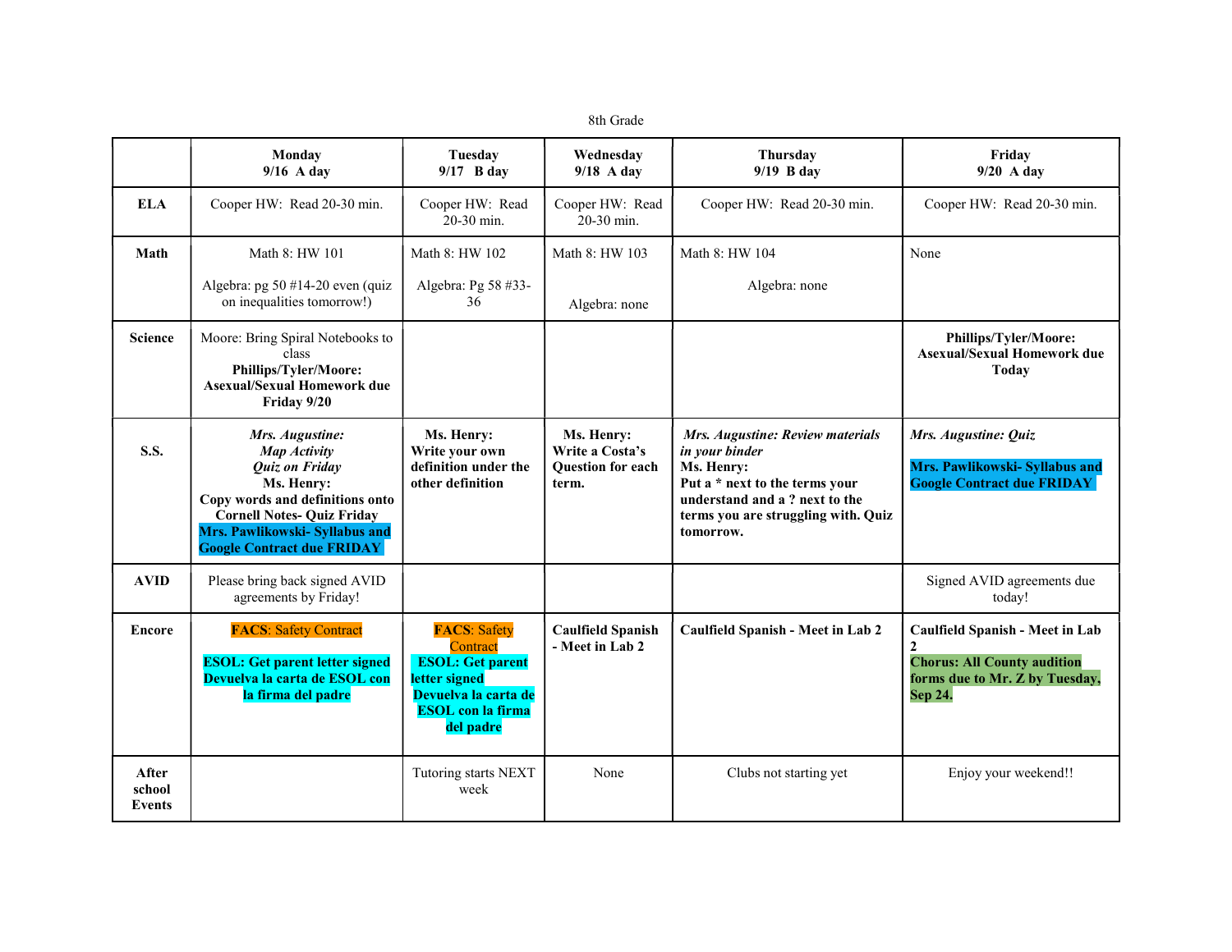8th Grade

| | Monday 9/16 A day | Tuesday 9/17 B day | Wednesday 9/18 A day | Thursday 9/19 B day | Friday 9/20 A day |
|---|---|---|---|---|---|
| **ELA** | Cooper HW: Read 20-30 min. | Cooper HW: Read 20-30 min. | Cooper HW: Read 20-30 min. | Cooper HW: Read 20-30 min. | Cooper HW: Read 20-30 min. |
| **Math** | Math 8: HW 101<br><br>Algebra: pg 50 #14-20 even (quiz on inequalities tomorrow!) | Math 8: HW 102<br><br>Algebra: Pg 58 #33-36 | Math 8: HW 103<br><br>Algebra: none | Math 8: HW 104<br><br>Algebra: none | None |
| **Science** | Moore: Bring Spiral Notebooks to class<br>**Phillips/Tyler/Moore: Asexual/Sexual Homework due Friday 9/20** | | | | **Phillips/Tyler/Moore: Asexual/Sexual Homework due Today** |
| **S.S.** | ***Mrs. Augustine: Map Activity Quiz on Friday***<br>**Ms. Henry: Copy words and definitions onto Cornell Notes- Quiz Friday**<br>**Mrs. Pawlikowski- Syllabus and Google Contract due FRIDAY** | **Ms. Henry: Write your own definition under the other definition** | **Ms. Henry: Write a Costa's Question for each term.** | ***Mrs. Augustine: Review materials in your binder***<br>**Ms. Henry: Put a * next to the terms your understand and a ? next to the terms you are struggling with. Quiz tomorrow.** | ***Mrs. Augustine: Quiz***<br><br>**Mrs. Pawlikowski- Syllabus and Google Contract due FRIDAY** |
| **AVID** | Please bring back signed AVID agreements by Friday! | | | | Signed AVID agreements due today! |
| **Encore** | **FACS**: Safety Contract<br><br>**ESOL: Get parent letter signed Devuelva la carta de ESOL con la firma del padre** | **FACS**: Safety Contract<br>**ESOL: Get parent letter signed Devuelva la carta de ESOL con la firma del padre** | **Caulfield Spanish - Meet in Lab 2** | **Caulfield Spanish - Meet in Lab 2** | **Caulfield Spanish - Meet in Lab 2**<br>**Chorus: All County audition forms due to Mr. Z by Tuesday, Sep 24.** |
| **After school Events** | | Tutoring starts NEXT week | None | Clubs not starting yet | Enjoy your weekend!! |